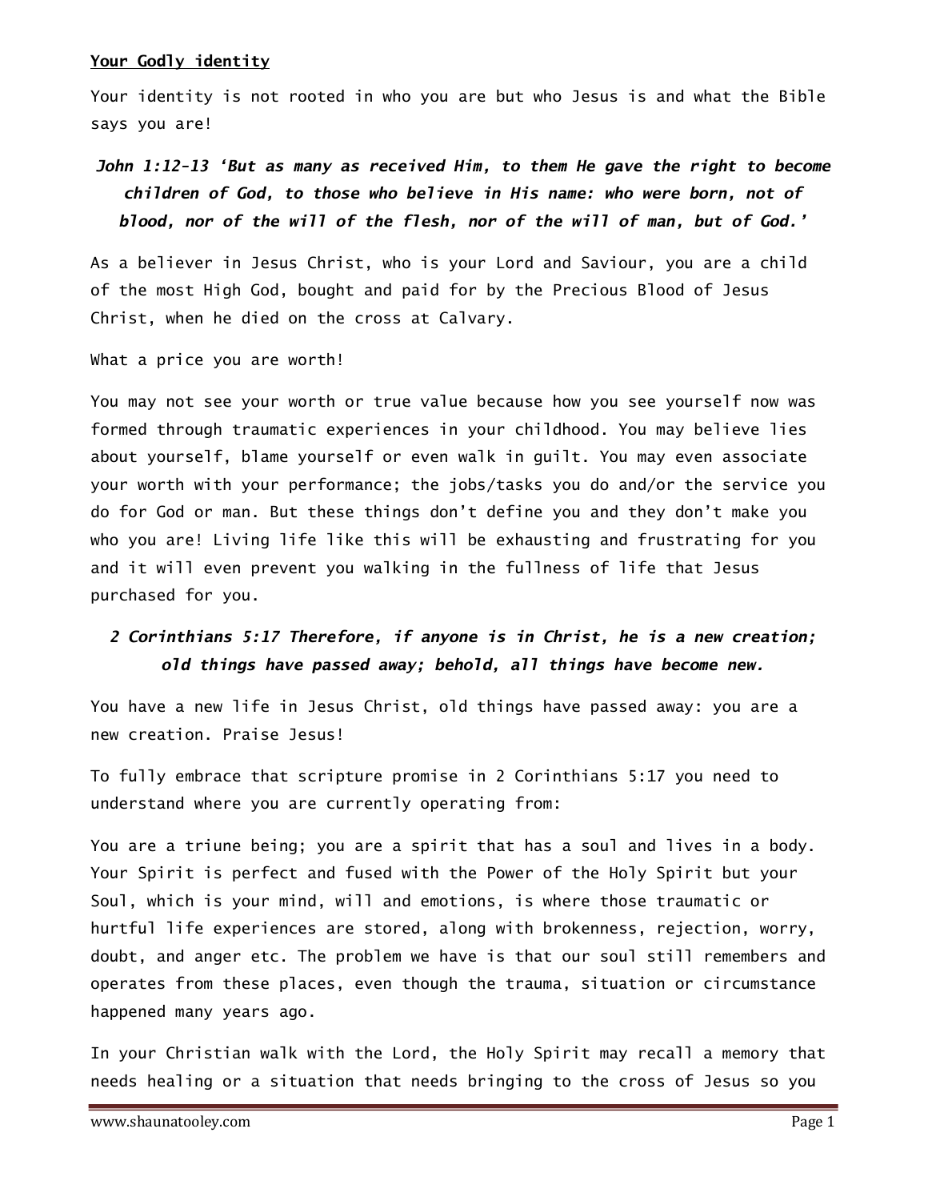## Your Godly identity

Your identity is not rooted in who you are but who Jesus is and what the Bible says you are!

***John 1:12-13 'But as many as received Him, to them He gave the right to become children of God, to those who believe in His name: who were born, not of blood, nor of the will of the flesh, nor of the will of man, but of God.'***

As a believer in Jesus Christ, who is your Lord and Saviour, you are a child of the most High God, bought and paid for by the Precious Blood of Jesus Christ, when he died on the cross at Calvary.

What a price you are worth!

You may not see your worth or true value because how you see yourself now was formed through traumatic experiences in your childhood. You may believe lies about yourself, blame yourself or even walk in guilt. You may even associate your worth with your performance; the jobs/tasks you do and/or the service you do for God or man. But these things don't define you and they don't make you who you are! Living life like this will be exhausting and frustrating for you and it will even prevent you walking in the fullness of life that Jesus purchased for you.

***2 Corinthians 5:17 Therefore, if anyone is in Christ, he is a new creation; old things have passed away; behold, all things have become new.***

You have a new life in Jesus Christ, old things have passed away: you are a new creation. Praise Jesus!

To fully embrace that scripture promise in 2 Corinthians 5:17 you need to understand where you are currently operating from:

You are a triune being; you are a spirit that has a soul and lives in a body. Your Spirit is perfect and fused with the Power of the Holy Spirit but your Soul, which is your mind, will and emotions, is where those traumatic or hurtful life experiences are stored, along with brokenness, rejection, worry, doubt, and anger etc. The problem we have is that our soul still remembers and operates from these places, even though the trauma, situation or circumstance happened many years ago.

In your Christian walk with the Lord, the Holy Spirit may recall a memory that needs healing or a situation that needs bringing to the cross of Jesus so you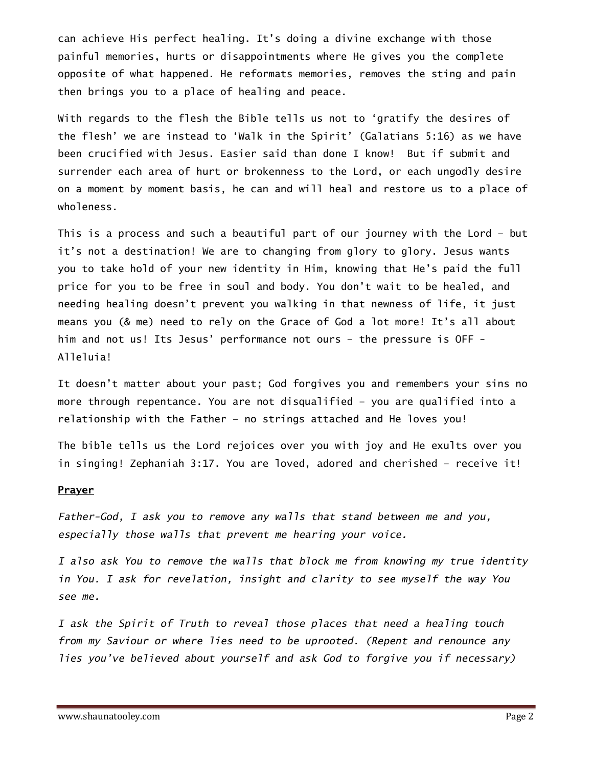can achieve His perfect healing. It's doing a divine exchange with those painful memories, hurts or disappointments where He gives you the complete opposite of what happened. He reformats memories, removes the sting and pain then brings you to a place of healing and peace.

With regards to the flesh the Bible tells us not to 'gratify the desires of the flesh' we are instead to 'Walk in the Spirit' (Galatians 5:16) as we have been crucified with Jesus. Easier said than done I know! But if submit and surrender each area of hurt or brokenness to the Lord, or each ungodly desire on a moment by moment basis, he can and will heal and restore us to a place of wholeness.

This is a process and such a beautiful part of our journey with the Lord – but it's not a destination! We are to changing from glory to glory. Jesus wants you to take hold of your new identity in Him, knowing that He's paid the full price for you to be free in soul and body. You don't wait to be healed, and needing healing doesn't prevent you walking in that newness of life, it just means you (& me) need to rely on the Grace of God a lot more! It's all about him and not us! Its Jesus' performance not ours – the pressure is OFF - Alleluia!

It doesn't matter about your past; God forgives you and remembers your sins no more through repentance. You are not disqualified – you are qualified into a relationship with the Father – no strings attached and He loves you!

The bible tells us the Lord rejoices over you with joy and He exults over you in singing! Zephaniah 3:17. You are loved, adored and cherished – receive it!

**Prayer**

*Father-God, I ask you to remove any walls that stand between me and you, especially those walls that prevent me hearing your voice.*

*I also ask You to remove the walls that block me from knowing my true identity in You. I ask for revelation, insight and clarity to see myself the way You see me.*

*I ask the Spirit of Truth to reveal those places that need a healing touch from my Saviour or where lies need to be uprooted. (Repent and renounce any lies you've believed about yourself and ask God to forgive you if necessary)*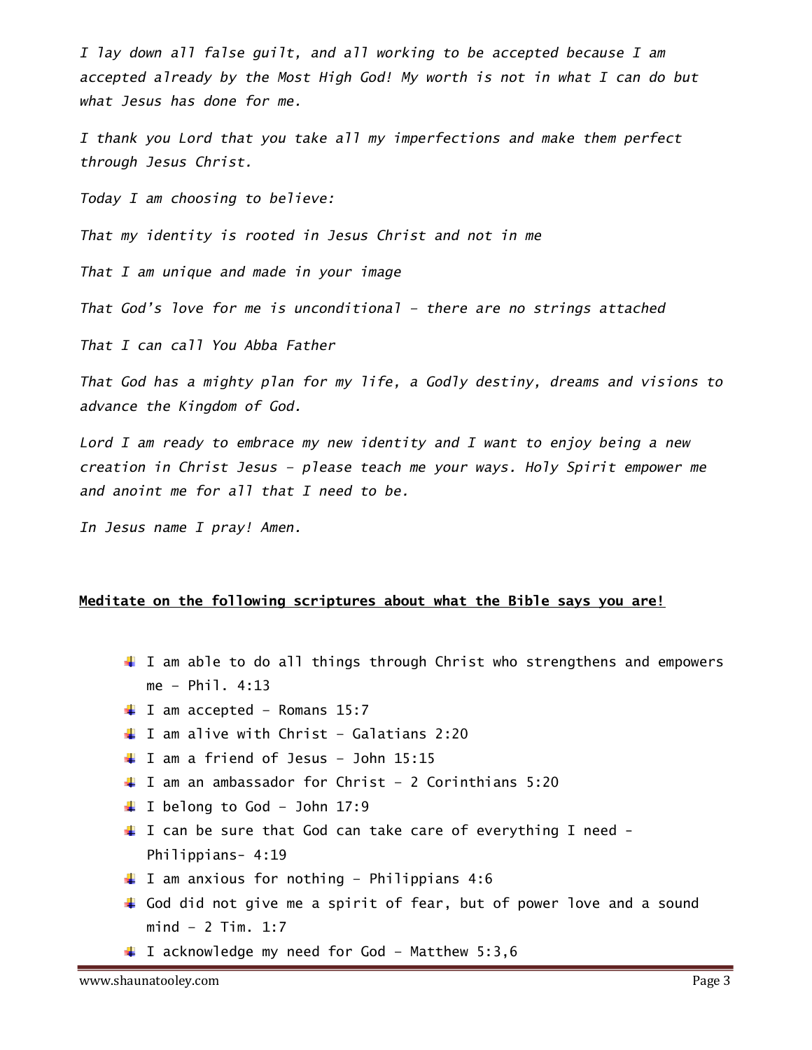*I lay down all false guilt, and all working to be accepted because I am accepted already by the Most High God! My worth is not in what I can do but what Jesus has done for me.*

*I thank you Lord that you take all my imperfections and make them perfect through Jesus Christ.*

*Today I am choosing to believe:*

*That my identity is rooted in Jesus Christ and not in me*

*That I am unique and made in your image*

*That God's love for me is unconditional – there are no strings attached*

*That I can call You Abba Father*

*That God has a mighty plan for my life, a Godly destiny, dreams and visions to advance the Kingdom of God.*

*Lord I am ready to embrace my new identity and I want to enjoy being a new creation in Christ Jesus – please teach me your ways. Holy Spirit empower me and anoint me for all that I need to be.*

*In Jesus name I pray! Amen.*

**Meditate on the following scriptures about what the Bible says you are!**

- I am able to do all things through Christ who strengthens and empowers me – Phil. 4:13
- I am accepted – Romans 15:7
- I am alive with Christ – Galatians 2:20
- I am a friend of Jesus – John 15:15
- I am an ambassador for Christ – 2 Corinthians 5:20
- I belong to God – John 17:9
- I can be sure that God can take care of everything I need – Philippians- 4:19
- I am anxious for nothing – Philippians 4:6
- God did not give me a spirit of fear, but of power love and a sound mind – 2 Tim. 1:7
- I acknowledge my need for God – Matthew 5:3,6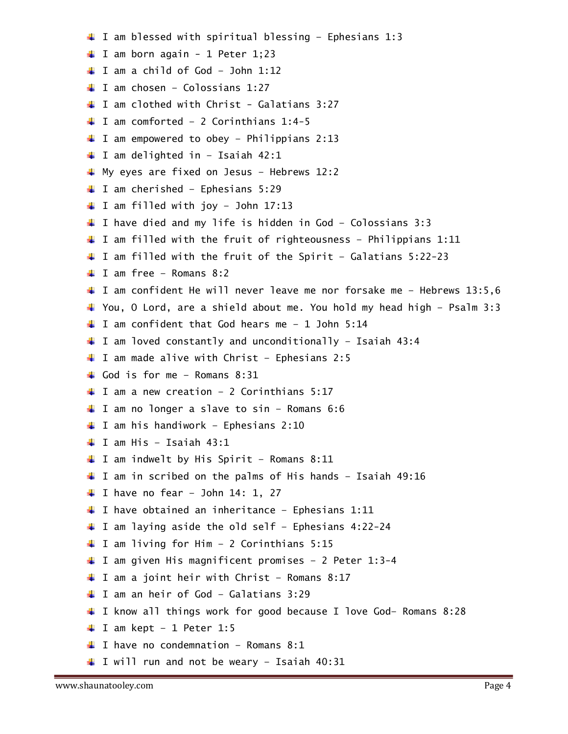- I am blessed with spiritual blessing – Ephesians 1:3
- I am born again - 1 Peter 1;23
- I am a child of God – John 1:12
- I am chosen – Colossians 1:27
- I am clothed with Christ - Galatians 3:27
- I am comforted – 2 Corinthians 1:4-5
- I am empowered to obey – Philippians 2:13
- I am delighted in – Isaiah 42:1
- My eyes are fixed on Jesus – Hebrews 12:2
- I am cherished – Ephesians 5:29
- I am filled with joy – John 17:13
- I have died and my life is hidden in God – Colossians 3:3
- I am filled with the fruit of righteousness – Philippians 1:11
- I am filled with the fruit of the Spirit – Galatians 5:22-23
- I am free – Romans 8:2
- I am confident He will never leave me nor forsake me – Hebrews 13:5,6
- You, O Lord, are a shield about me. You hold my head high – Psalm 3:3
- I am confident that God hears me – 1 John 5:14
- I am loved constantly and unconditionally – Isaiah 43:4
- I am made alive with Christ – Ephesians 2:5
- God is for me – Romans 8:31
- I am a new creation – 2 Corinthians 5:17
- I am no longer a slave to sin – Romans 6:6
- I am his handiwork – Ephesians 2:10
- I am His – Isaiah 43:1
- I am indwelt by His Spirit – Romans 8:11
- I am in scribed on the palms of His hands – Isaiah 49:16
- I have no fear – John 14: 1, 27
- I have obtained an inheritance – Ephesians 1:11
- I am laying aside the old self – Ephesians 4:22-24
- I am living for Him – 2 Corinthians 5:15
- I am given His magnificent promises – 2 Peter 1:3-4
- I am a joint heir with Christ – Romans 8:17
- I am an heir of God – Galatians 3:29
- I know all things work for good because I love God– Romans 8:28
- I am kept – 1 Peter 1:5
- I have no condemnation – Romans 8:1
- I will run and not be weary – Isaiah 40:31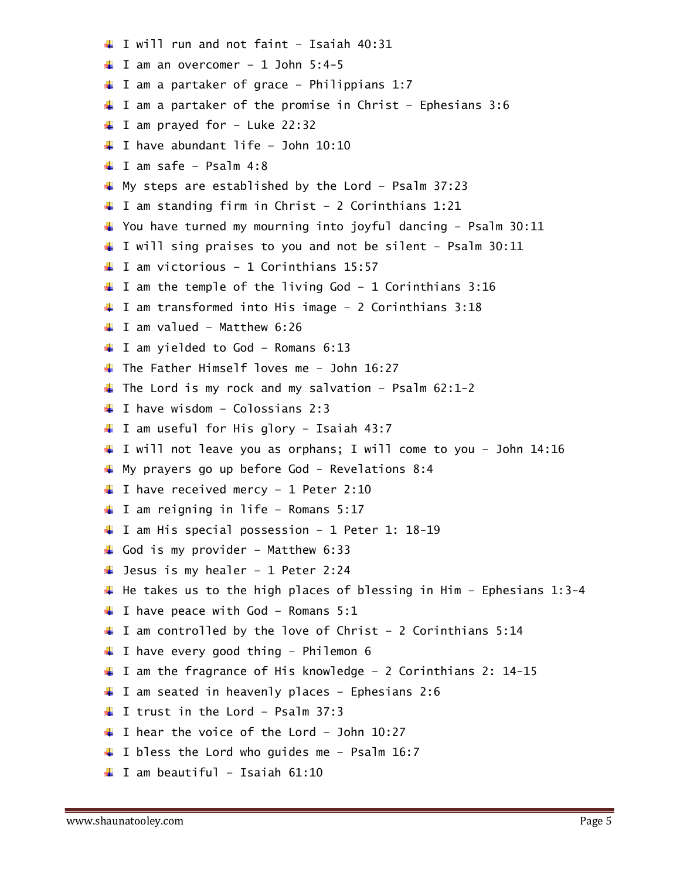- I will run and not faint - Isaiah 40:31
- I am an overcomer - 1 John 5:4-5
- I am a partaker of grace - Philippians 1:7
- I am a partaker of the promise in Christ - Ephesians 3:6
- I am prayed for - Luke 22:32
- I have abundant life - John 10:10
- I am safe - Psalm 4:8
- My steps are established by the Lord - Psalm 37:23
- I am standing firm in Christ - 2 Corinthians 1:21
- You have turned my mourning into joyful dancing - Psalm 30:11
- I will sing praises to you and not be silent - Psalm 30:11
- I am victorious - 1 Corinthians 15:57
- I am the temple of the living God - 1 Corinthians 3:16
- I am transformed into His image - 2 Corinthians 3:18
- I am valued - Matthew 6:26
- I am yielded to God - Romans 6:13
- The Father Himself loves me - John 16:27
- The Lord is my rock and my salvation - Psalm 62:1-2
- I have wisdom - Colossians 2:3
- I am useful for His glory - Isaiah 43:7
- I will not leave you as orphans; I will come to you - John 14:16
- My prayers go up before God - Revelations 8:4
- I have received mercy - 1 Peter 2:10
- I am reigning in life - Romans 5:17
- I am His special possession - 1 Peter 1: 18-19
- God is my provider - Matthew 6:33
- Jesus is my healer - 1 Peter 2:24
- He takes us to the high places of blessing in Him - Ephesians 1:3-4
- I have peace with God - Romans 5:1
- I am controlled by the love of Christ - 2 Corinthians 5:14
- I have every good thing - Philemon 6
- I am the fragrance of His knowledge - 2 Corinthians 2: 14-15
- I am seated in heavenly places - Ephesians 2:6
- I trust in the Lord - Psalm 37:3
- I hear the voice of the Lord - John 10:27
- I bless the Lord who guides me - Psalm 16:7
- I am beautiful - Isaiah 61:10